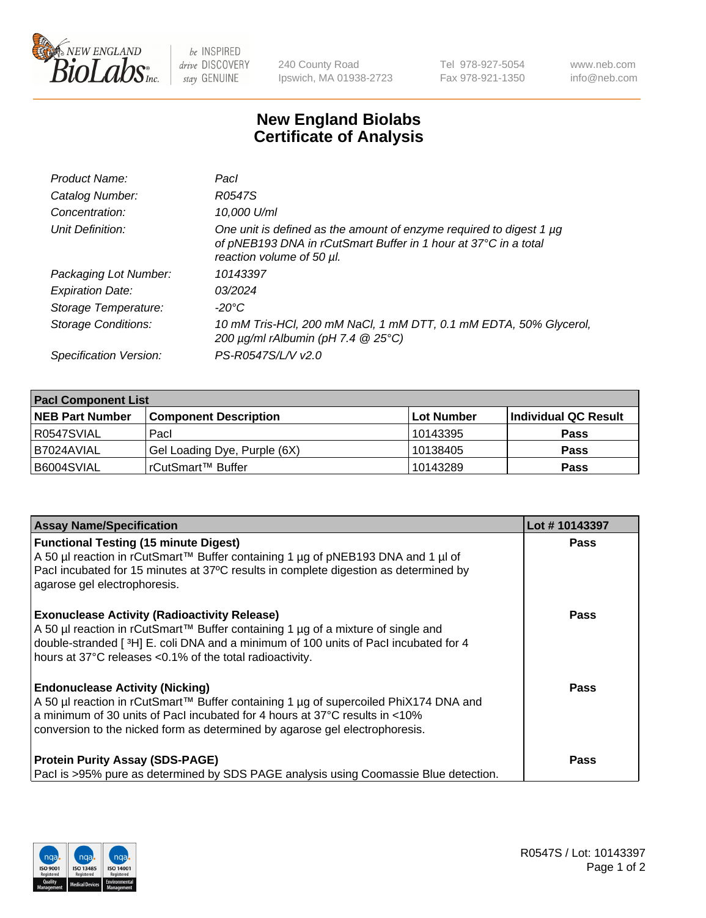New England BioLabs Inc. — be INSPIRED drive DISCOVERY stay GENUINE

240 County Road
Ipswich, MA 01938-2723

Tel 978-927-5054
Fax 978-921-1350

www.neb.com
info@neb.com

# New England Biolabs
# Certificate of Analysis

| | |
|---|---|
| *Product Name:* | *PacI* |
| *Catalog Number:* | *R0547S* |
| *Concentration:* | *10,000 U/ml* |
| *Unit Definition:* | *One unit is defined as the amount of enzyme required to digest 1 µg of pNEB193 DNA in rCutSmart Buffer in 1 hour at 37°C in a total reaction volume of 50 µl.* |
| *Packaging Lot Number:* | *10143397* |
| *Expiration Date:* | *03/2024* |
| *Storage Temperature:* | *-20°C* |
| *Storage Conditions:* | *10 mM Tris-HCl, 200 mM NaCl, 1 mM DTT, 0.1 mM EDTA, 50% Glycerol, 200 µg/ml rAlbumin (pH 7.4 @ 25°C)* |
| *Specification Version:* | *PS-R0547S/L/V v2.0* |

| **PacI Component List** | | | |
|---|---|---|---|
| **NEB Part Number** | **Component Description** | **Lot Number** | **Individual QC Result** |
| R0547SVIAL | PacI | 10143395 | **Pass** |
| B7024AVIAL | Gel Loading Dye, Purple (6X) | 10138405 | **Pass** |
| B6004SVIAL | rCutSmart™ Buffer | 10143289 | **Pass** |

| **Assay Name/Specification** | **Lot # 10143397** |
|---|---|
| **Functional Testing (15 minute Digest)** A 50 µl reaction in rCutSmart™ Buffer containing 1 µg of pNEB193 DNA and 1 µl of PacI incubated for 15 minutes at 37ºC results in complete digestion as determined by agarose gel electrophoresis. | **Pass** |
| **Exonuclease Activity (Radioactivity Release)** A 50 µl reaction in rCutSmart™ Buffer containing 1 µg of a mixture of single and double-stranded [ $^{3}$H] E. coli DNA and a minimum of 100 units of PacI incubated for 4 hours at 37°C releases <0.1% of the total radioactivity. | **Pass** |
| **Endonuclease Activity (Nicking)** A 50 µl reaction in rCutSmart™ Buffer containing 1 µg of supercoiled PhiX174 DNA and a minimum of 30 units of PacI incubated for 4 hours at 37°C results in <10% conversion to the nicked form as determined by agarose gel electrophoresis. | **Pass** |
| **Protein Purity Assay (SDS-PAGE)** PacI is >95% pure as determined by SDS PAGE analysis using Coomassie Blue detection. | **Pass** |

R0547S / Lot: 10143397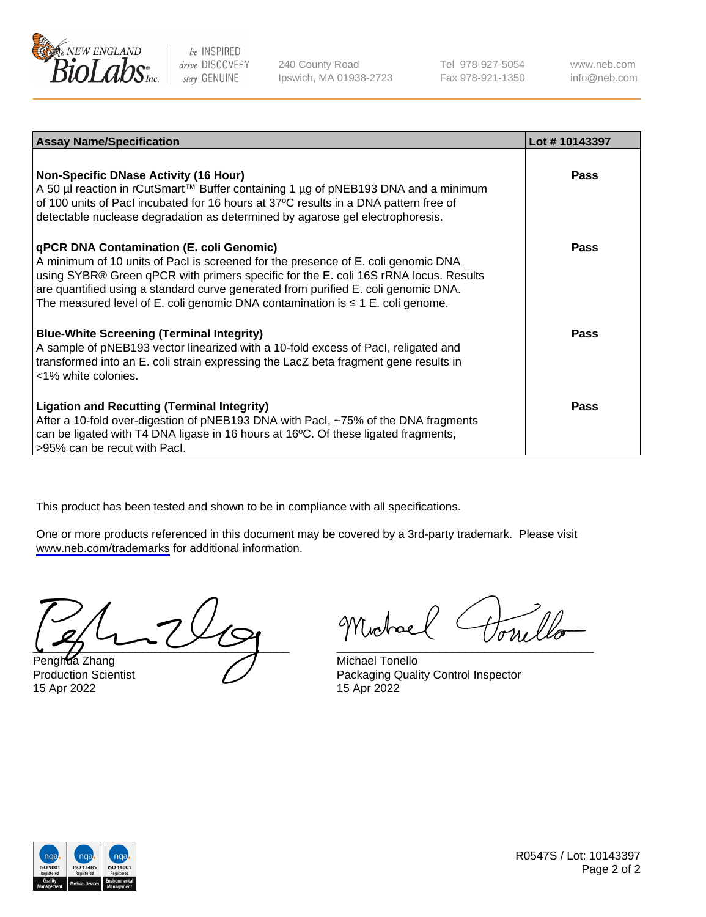| Assay Name/Specification | Lot # 10143397 |
|---|---|
| **Non-Specific DNase Activity (16 Hour)**<br>A 50 µl reaction in rCutSmart™ Buffer containing 1 µg of pNEB193 DNA and a minimum of 100 units of PacI incubated for 16 hours at 37ºC results in a DNA pattern free of detectable nuclease degradation as determined by agarose gel electrophoresis. | **Pass** |
| **qPCR DNA Contamination (E. coli Genomic)**<br>A minimum of 10 units of PacI is screened for the presence of E. coli genomic DNA using SYBR® Green qPCR with primers specific for the E. coli 16S rRNA locus. Results are quantified using a standard curve generated from purified E. coli genomic DNA. The measured level of E. coli genomic DNA contamination is ≤ 1 E. coli genome. | **Pass** |
| **Blue-White Screening (Terminal Integrity)**<br>A sample of pNEB193 vector linearized with a 10-fold excess of PacI, religated and transformed into an E. coli strain expressing the LacZ beta fragment gene results in <1% white colonies. | **Pass** |
| **Ligation and Recutting (Terminal Integrity)**<br>After a 10-fold over-digestion of pNEB193 DNA with PacI, ~75% of the DNA fragments can be ligated with T4 DNA ligase in 16 hours at 16ºC. Of these ligated fragments, >95% can be recut with PacI. | **Pass** |

This product has been tested and shown to be in compliance with all specifications.

One or more products referenced in this document may be covered by a 3rd-party trademark. Please visit www.neb.com/trademarks for additional information.

Penghua Zhang
Production Scientist
15 Apr 2022

Michael Tonello
Packaging Quality Control Inspector
15 Apr 2022

R0547S / Lot: 10143397